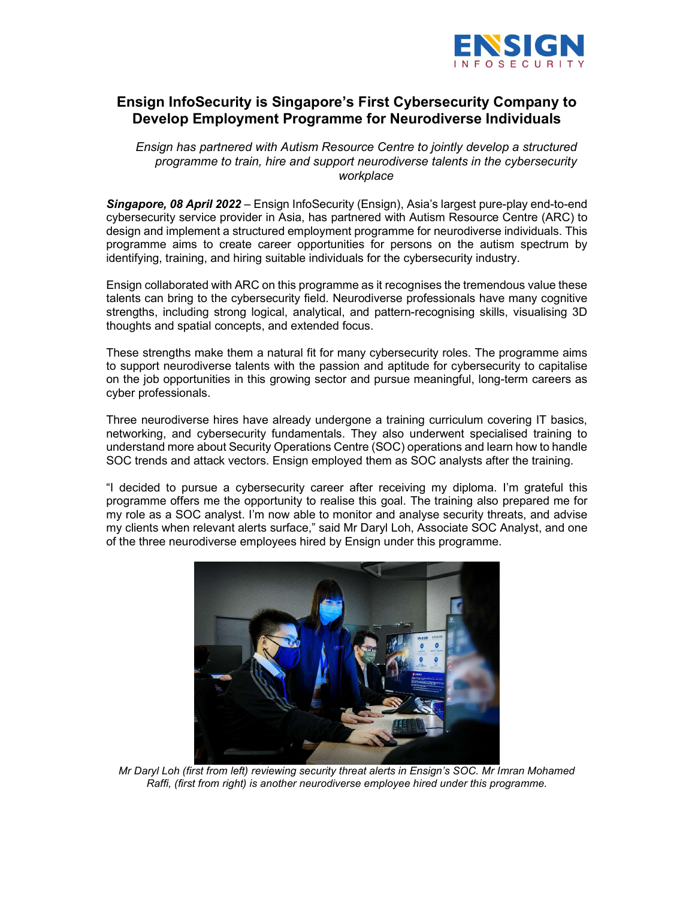# Ensign InfoSecurity is Singapore's First Cybersecurity Company to Develop Employment Programme for Neurodiverse Individuals

*Ensign has partnered with Autism Resource Centre to jointly develop a structured programme to train, hire and support neurodiverse talents in the cybersecurity workplace*

***Singapore, 08 April 2022*** – Ensign InfoSecurity (Ensign), Asia's largest pure-play end-to-end cybersecurity service provider in Asia, has partnered with Autism Resource Centre (ARC) to design and implement a structured employment programme for neurodiverse individuals. This programme aims to create career opportunities for persons on the autism spectrum by identifying, training, and hiring suitable individuals for the cybersecurity industry.

Ensign collaborated with ARC on this programme as it recognises the tremendous value these talents can bring to the cybersecurity field. Neurodiverse professionals have many cognitive strengths, including strong logical, analytical, and pattern-recognising skills, visualising 3D thoughts and spatial concepts, and extended focus.

These strengths make them a natural fit for many cybersecurity roles. The programme aims to support neurodiverse talents with the passion and aptitude for cybersecurity to capitalise on the job opportunities in this growing sector and pursue meaningful, long-term careers as cyber professionals.

Three neurodiverse hires have already undergone a training curriculum covering IT basics, networking, and cybersecurity fundamentals. They also underwent specialised training to understand more about Security Operations Centre (SOC) operations and learn how to handle SOC trends and attack vectors. Ensign employed them as SOC analysts after the training.

"I decided to pursue a cybersecurity career after receiving my diploma. I'm grateful this programme offers me the opportunity to realise this goal. The training also prepared me for my role as a SOC analyst. I'm now able to monitor and analyse security threats, and advise my clients when relevant alerts surface," said Mr Daryl Loh, Associate SOC Analyst, and one of the three neurodiverse employees hired by Ensign under this programme.

*Mr Daryl Loh (first from left) reviewing security threat alerts in Ensign's SOC. Mr Imran Mohamed Raffi, (first from right) is another neurodiverse employee hired under this programme.*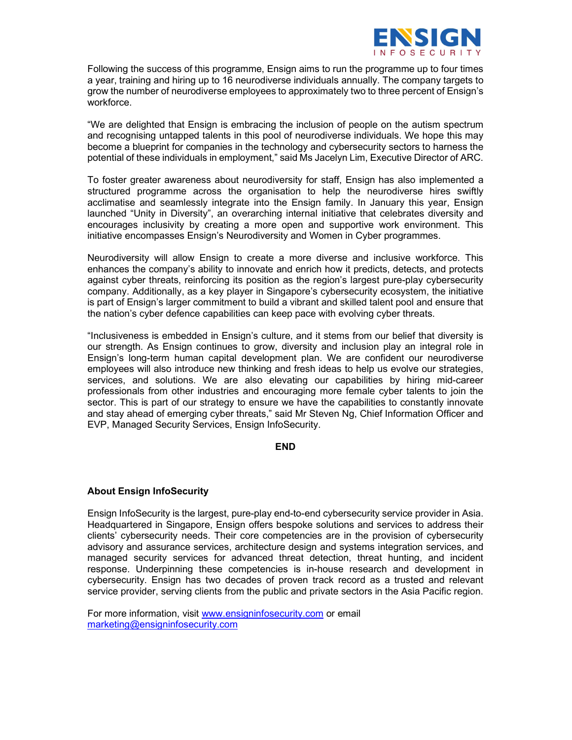Following the success of this programme, Ensign aims to run the programme up to four times a year, training and hiring up to 16 neurodiverse individuals annually. The company targets to grow the number of neurodiverse employees to approximately two to three percent of Ensign's workforce.

"We are delighted that Ensign is embracing the inclusion of people on the autism spectrum and recognising untapped talents in this pool of neurodiverse individuals. We hope this may become a blueprint for companies in the technology and cybersecurity sectors to harness the potential of these individuals in employment," said Ms Jacelyn Lim, Executive Director of ARC.

To foster greater awareness about neurodiversity for staff, Ensign has also implemented a structured programme across the organisation to help the neurodiverse hires swiftly acclimatise and seamlessly integrate into the Ensign family. In January this year, Ensign launched "Unity in Diversity", an overarching internal initiative that celebrates diversity and encourages inclusivity by creating a more open and supportive work environment. This initiative encompasses Ensign's Neurodiversity and Women in Cyber programmes.

Neurodiversity will allow Ensign to create a more diverse and inclusive workforce. This enhances the company's ability to innovate and enrich how it predicts, detects, and protects against cyber threats, reinforcing its position as the region's largest pure-play cybersecurity company. Additionally, as a key player in Singapore's cybersecurity ecosystem, the initiative is part of Ensign's larger commitment to build a vibrant and skilled talent pool and ensure that the nation's cyber defence capabilities can keep pace with evolving cyber threats.

"Inclusiveness is embedded in Ensign's culture, and it stems from our belief that diversity is our strength. As Ensign continues to grow, diversity and inclusion play an integral role in Ensign's long-term human capital development plan. We are confident our neurodiverse employees will also introduce new thinking and fresh ideas to help us evolve our strategies, services, and solutions. We are also elevating our capabilities by hiring mid-career professionals from other industries and encouraging more female cyber talents to join the sector. This is part of our strategy to ensure we have the capabilities to constantly innovate and stay ahead of emerging cyber threats," said Mr Steven Ng, Chief Information Officer and EVP, Managed Security Services, Ensign InfoSecurity.

**END**

### About Ensign InfoSecurity

Ensign InfoSecurity is the largest, pure-play end-to-end cybersecurity service provider in Asia. Headquartered in Singapore, Ensign offers bespoke solutions and services to address their clients' cybersecurity needs. Their core competencies are in the provision of cybersecurity advisory and assurance services, architecture design and systems integration services, and managed security services for advanced threat detection, threat hunting, and incident response. Underpinning these competencies is in-house research and development in cybersecurity. Ensign has two decades of proven track record as a trusted and relevant service provider, serving clients from the public and private sectors in the Asia Pacific region.

For more information, visit [www.ensigninfosecurity.com](http://www.ensigninfosecurity.com) or email [marketing@ensigninfosecurity.com](mailto:marketing@ensigninfosecurity.com)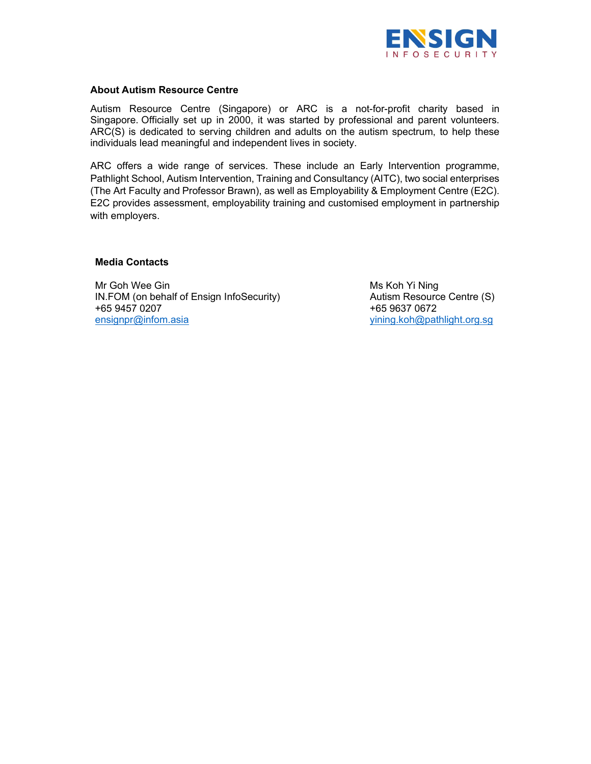**About Autism Resource Centre**

Autism Resource Centre (Singapore) or ARC is a not-for-profit charity based in Singapore. Officially set up in 2000, it was started by professional and parent volunteers. ARC(S) is dedicated to serving children and adults on the autism spectrum, to help these individuals lead meaningful and independent lives in society.

ARC offers a wide range of services. These include an Early Intervention programme, Pathlight School, Autism Intervention, Training and Consultancy (AITC), two social enterprises (The Art Faculty and Professor Brawn), as well as Employability & Employment Centre (E2C). E2C provides assessment, employability training and customised employment in partnership with employers.

**Media Contacts**

Mr Goh Wee Gin
IN.FOM (on behalf of Ensign InfoSecurity)
+65 9457 0207
ensignpr@infom.asia

Ms Koh Yi Ning
Autism Resource Centre (S)
+65 9637 0672
yining.koh@pathlight.org.sg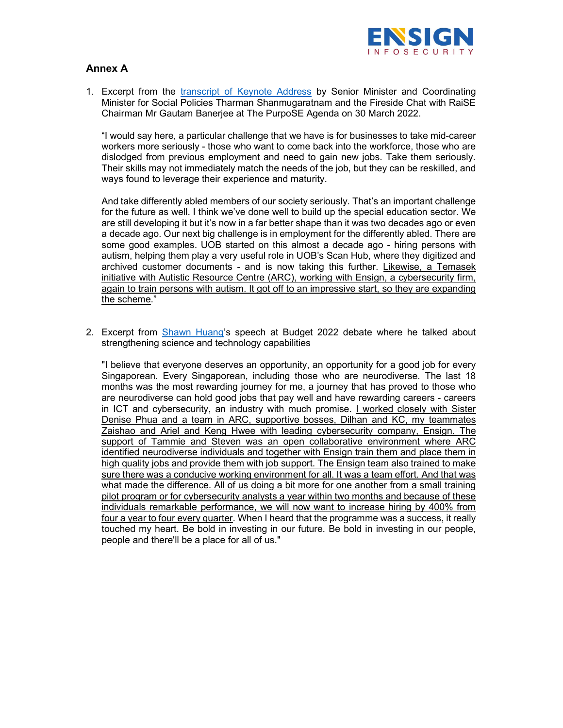## Annex A

1. Excerpt from the transcript of Keynote Address by Senior Minister and Coordinating Minister for Social Policies Tharman Shanmugaratnam and the Fireside Chat with RaiSE Chairman Mr Gautam Banerjee at The PurpoSE Agenda on 30 March 2022.

   "I would say here, a particular challenge that we have is for businesses to take mid-career workers more seriously - those who want to come back into the workforce, those who are dislodged from previous employment and need to gain new jobs. Take them seriously. Their skills may not immediately match the needs of the job, but they can be reskilled, and ways found to leverage their experience and maturity.

   And take differently abled members of our society seriously. That's an important challenge for the future as well. I think we've done well to build up the special education sector. We are still developing it but it's now in a far better shape than it was two decades ago or even a decade ago. Our next big challenge is in employment for the differently abled. There are some good examples. UOB started on this almost a decade ago - hiring persons with autism, helping them play a very useful role in UOB's Scan Hub, where they digitized and archived customer documents - and is now taking this further. Likewise, a Temasek initiative with Autistic Resource Centre (ARC), working with Ensign, a cybersecurity firm, again to train persons with autism. It got off to an impressive start, so they are expanding the scheme."

2. Excerpt from Shawn Huang's speech at Budget 2022 debate where he talked about strengthening science and technology capabilities

   "I believe that everyone deserves an opportunity, an opportunity for a good job for every Singaporean. Every Singaporean, including those who are neurodiverse. The last 18 months was the most rewarding journey for me, a journey that has proved to those who are neurodiverse can hold good jobs that pay well and have rewarding careers - careers in ICT and cybersecurity, an industry with much promise. I worked closely with Sister Denise Phua and a team in ARC, supportive bosses, Dilhan and KC, my teammates Zaishao and Ariel and Keng Hwee with leading cybersecurity company, Ensign. The support of Tammie and Steven was an open collaborative environment where ARC identified neurodiverse individuals and together with Ensign train them and place them in high quality jobs and provide them with job support. The Ensign team also trained to make sure there was a conducive working environment for all. It was a team effort. And that was what made the difference. All of us doing a bit more for one another from a small training pilot program or for cybersecurity analysts a year within two months and because of these individuals remarkable performance, we will now want to increase hiring by 400% from four a year to four every quarter. When I heard that the programme was a success, it really touched my heart. Be bold in investing in our future. Be bold in investing in our people, people and there'll be a place for all of us."